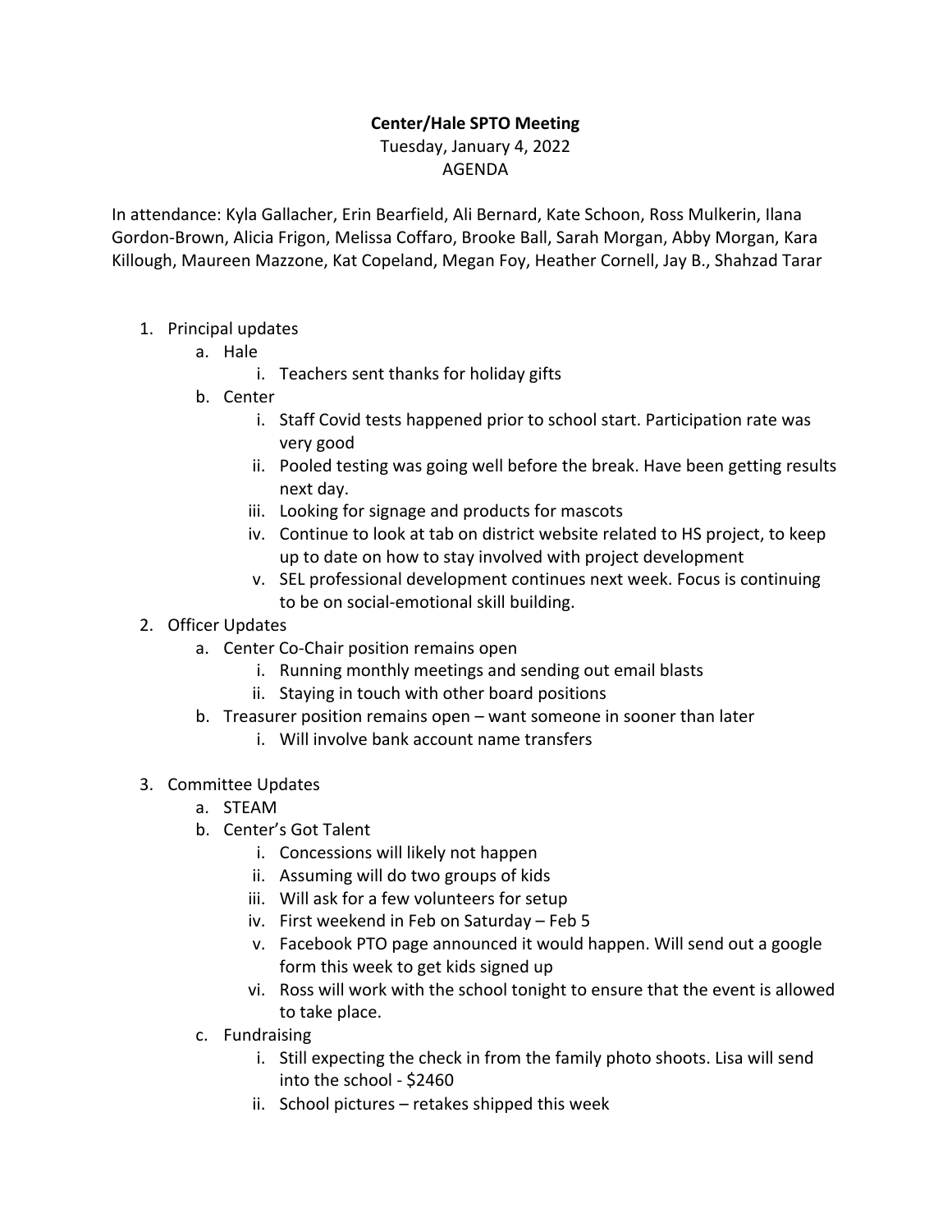**Center/Hale SPTO Meeting**

Tuesday, January 4, 2022

AGENDA

In attendance: Kyla Gallacher, Erin Bearfield, Ali Bernard, Kate Schoon, Ross Mulkerin, Ilana Gordon-Brown, Alicia Frigon, Melissa Coffaro, Brooke Ball, Sarah Morgan, Abby Morgan, Kara Killough, Maureen Mazzone, Kat Copeland, Megan Foy, Heather Cornell, Jay B., Shahzad Tarar

1. Principal updates
    a. Hale
        i. Teachers sent thanks for holiday gifts
    b. Center
        i. Staff Covid tests happened prior to school start. Participation rate was very good
        ii. Pooled testing was going well before the break. Have been getting results next day.
        iii. Looking for signage and products for mascots
        iv. Continue to look at tab on district website related to HS project, to keep up to date on how to stay involved with project development
        v. SEL professional development continues next week. Focus is continuing to be on social-emotional skill building.
2. Officer Updates
    a. Center Co-Chair position remains open
        i. Running monthly meetings and sending out email blasts
        ii. Staying in touch with other board positions
    b. Treasurer position remains open – want someone in sooner than later
        i. Will involve bank account name transfers
3. Committee Updates
    a. STEAM
    b. Center's Got Talent
        i. Concessions will likely not happen
        ii. Assuming will do two groups of kids
        iii. Will ask for a few volunteers for setup
        iv. First weekend in Feb on Saturday – Feb 5
        v. Facebook PTO page announced it would happen. Will send out a google form this week to get kids signed up
        vi. Ross will work with the school tonight to ensure that the event is allowed to take place.
    c. Fundraising
        i. Still expecting the check in from the family photo shoots. Lisa will send into the school - $2460
        ii. School pictures – retakes shipped this week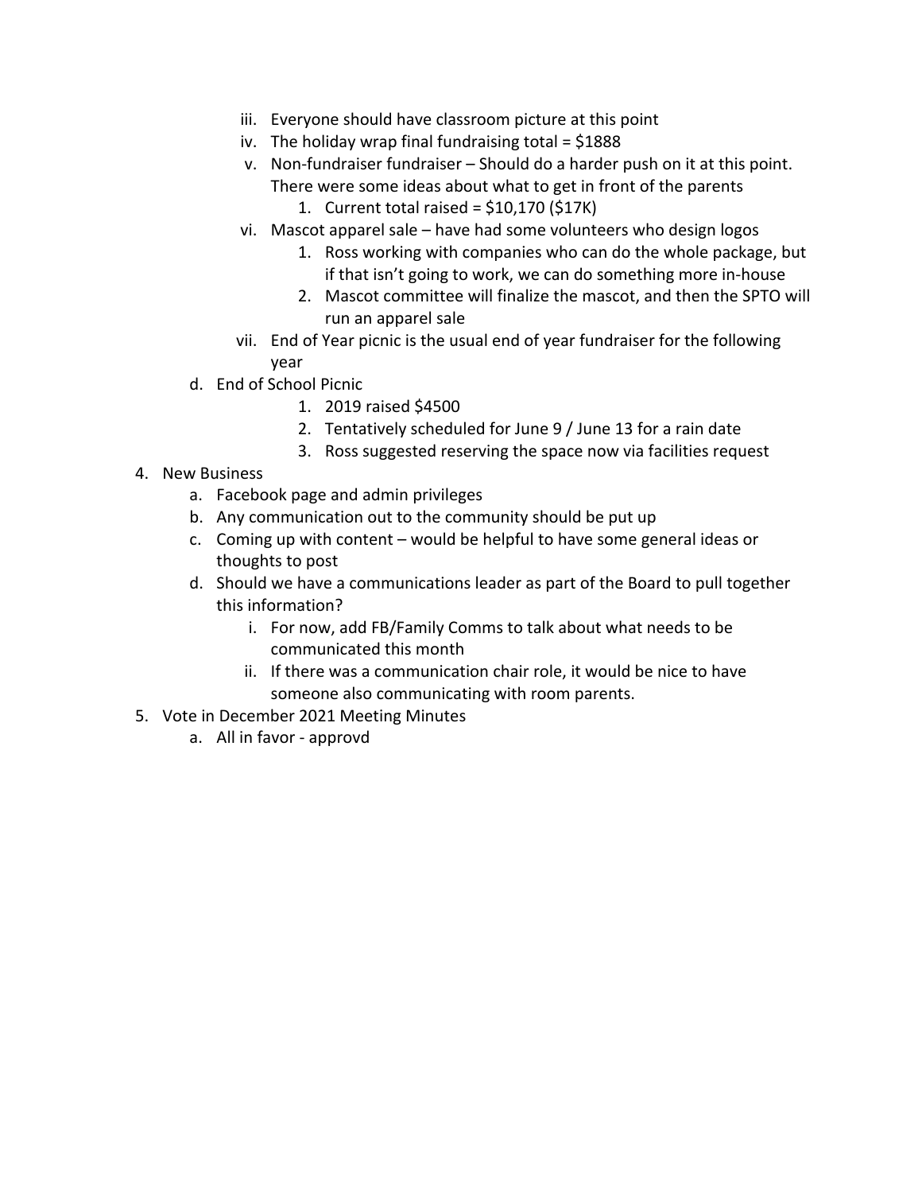- iii. Everyone should have classroom picture at this point
- iv. The holiday wrap final fundraising total = $1888
- v. Non-fundraiser fundraiser – Should do a harder push on it at this point. There were some ideas about what to get in front of the parents
    1. Current total raised = $10,170 ($17K)
- vi. Mascot apparel sale – have had some volunteers who design logos
    1. Ross working with companies who can do the whole package, but if that isn't going to work, we can do something more in-house
    2. Mascot committee will finalize the mascot, and then the SPTO will run an apparel sale
- vii. End of Year picnic is the usual end of year fundraiser for the following year

d. End of School Picnic
   1. 2019 raised $4500
   2. Tentatively scheduled for June 9 / June 13 for a rain date
   3. Ross suggested reserving the space now via facilities request

4. New Business
   a. Facebook page and admin privileges
   b. Any communication out to the community should be put up
   c. Coming up with content – would be helpful to have some general ideas or thoughts to post
   d. Should we have a communications leader as part of the Board to pull together this information?
      - i. For now, add FB/Family Comms to talk about what needs to be communicated this month
      - ii. If there was a communication chair role, it would be nice to have someone also communicating with room parents.

5. Vote in December 2021 Meeting Minutes
   a. All in favor - approvd